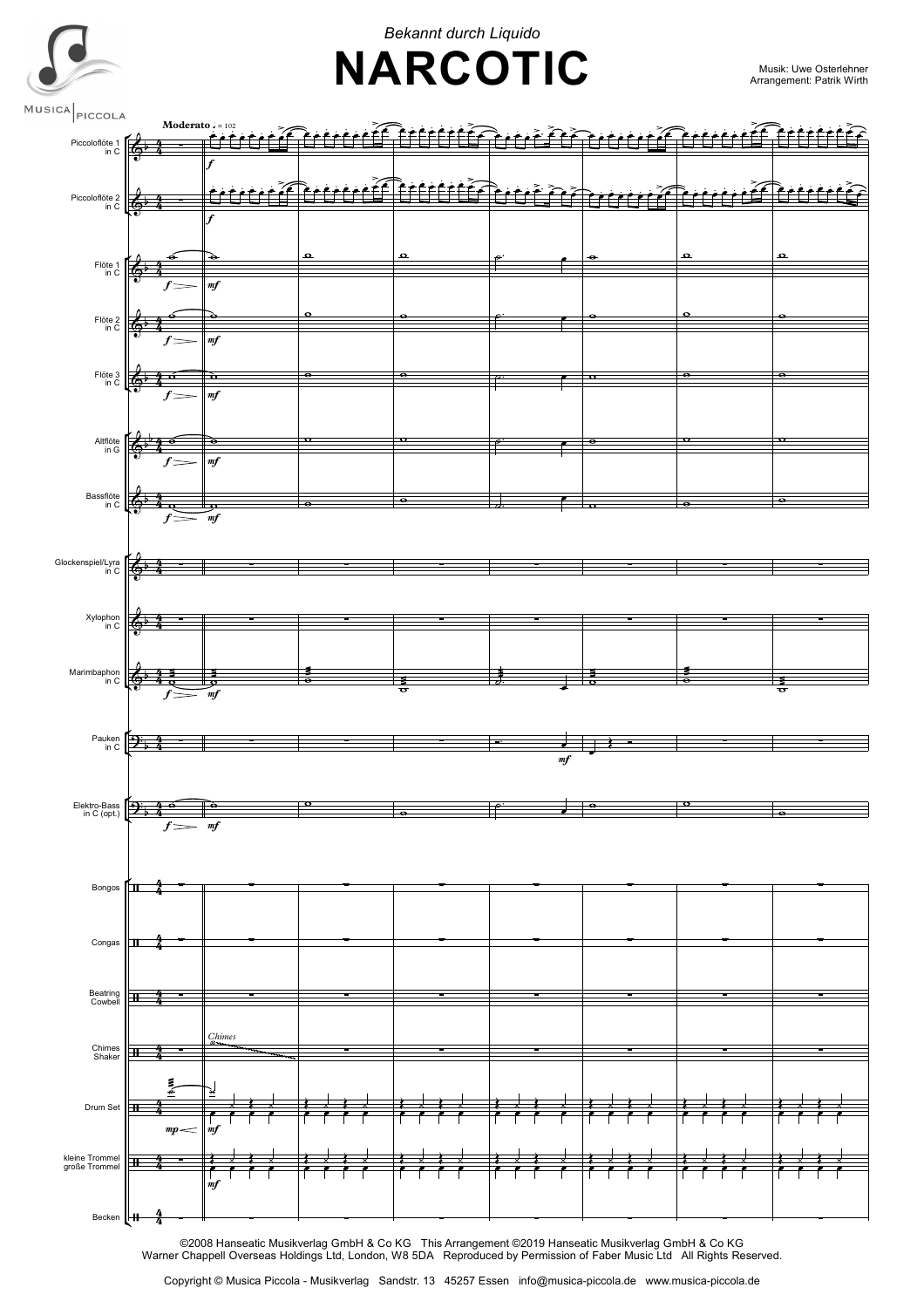*Bekannt durch Liquido*

# NARCOTIC

Musik: Uwe Osterlehner
Arrangement: Patrik Wirth

MUSICA PICCOLA

**Moderato** ♩ = 102

Piccoloflöte 1 in C
Piccoloflöte 2 in C
Flöte 1 in C
Flöte 2 in C
Flöte 3 in C
Altflöte in G
Bassflöte in C
Glockenspiel/Lyra in C
Xylophon in C
Marimbaphon in C
Pauken in C
Elektro-Bass in C (opt.)
Bongos
Congas
Beatring Cowbell
Chimes Shaker
Drum Set
kleine Trommel große Trommel
Becken

*Chimes*

©2008 Hanseatic Musikverlag GmbH & Co KG This Arrangement ©2019 Hanseatic Musikverlag GmbH & Co KG
Warner Chappell Overseas Holdings Ltd, London, W8 5DA Reproduced by Permission of Faber Music Ltd All Rights Reserved.

Copyright © Musica Piccola - Musikverlag Sandstr. 13 45257 Essen info@musica-piccola.de www.musica-piccola.de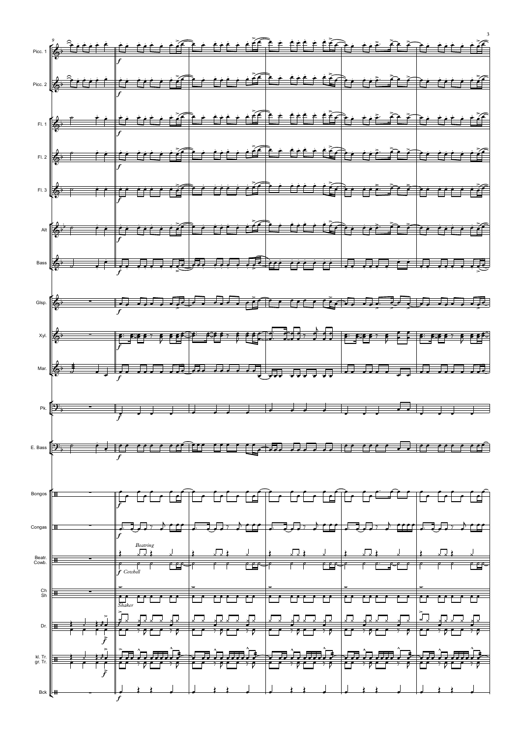Picc. 1

Picc. 2

Fl. 1

Fl. 2

Fl. 3

Alt

Bass

Glsp.

Xyl.

Mar.

Pk.

E. Bass

Bongos

Congas

Beatr. Cowb.

*Beatring*

*f Cowbell*

Ch Sh

*Shaker*

Dr.

kl. Tr. gr. Tr.

Bck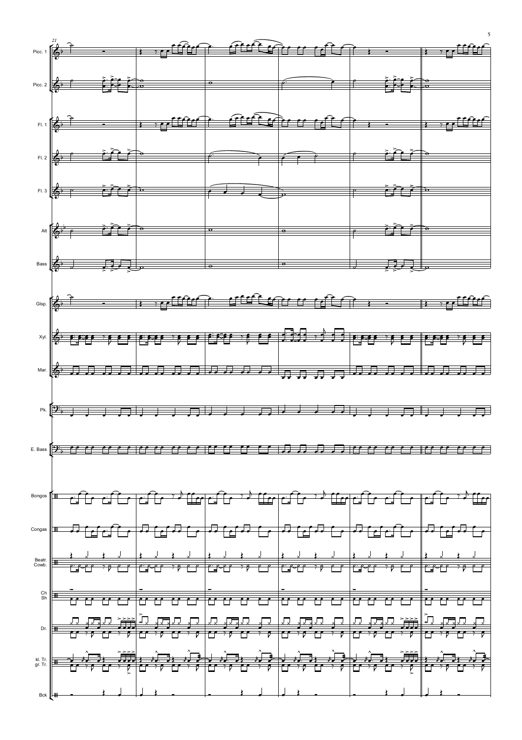Picc. 1

Picc. 2

Fl. 1

Fl. 2

Fl. 3

Alt

Bass

Glsp.

Xyl.

Mar.

Pk.

E. Bass

Bongos

Congas

Beatr.
Cowb.

Ch
Sh

Dr.

kl. Tr.
gr. Tr.

Bck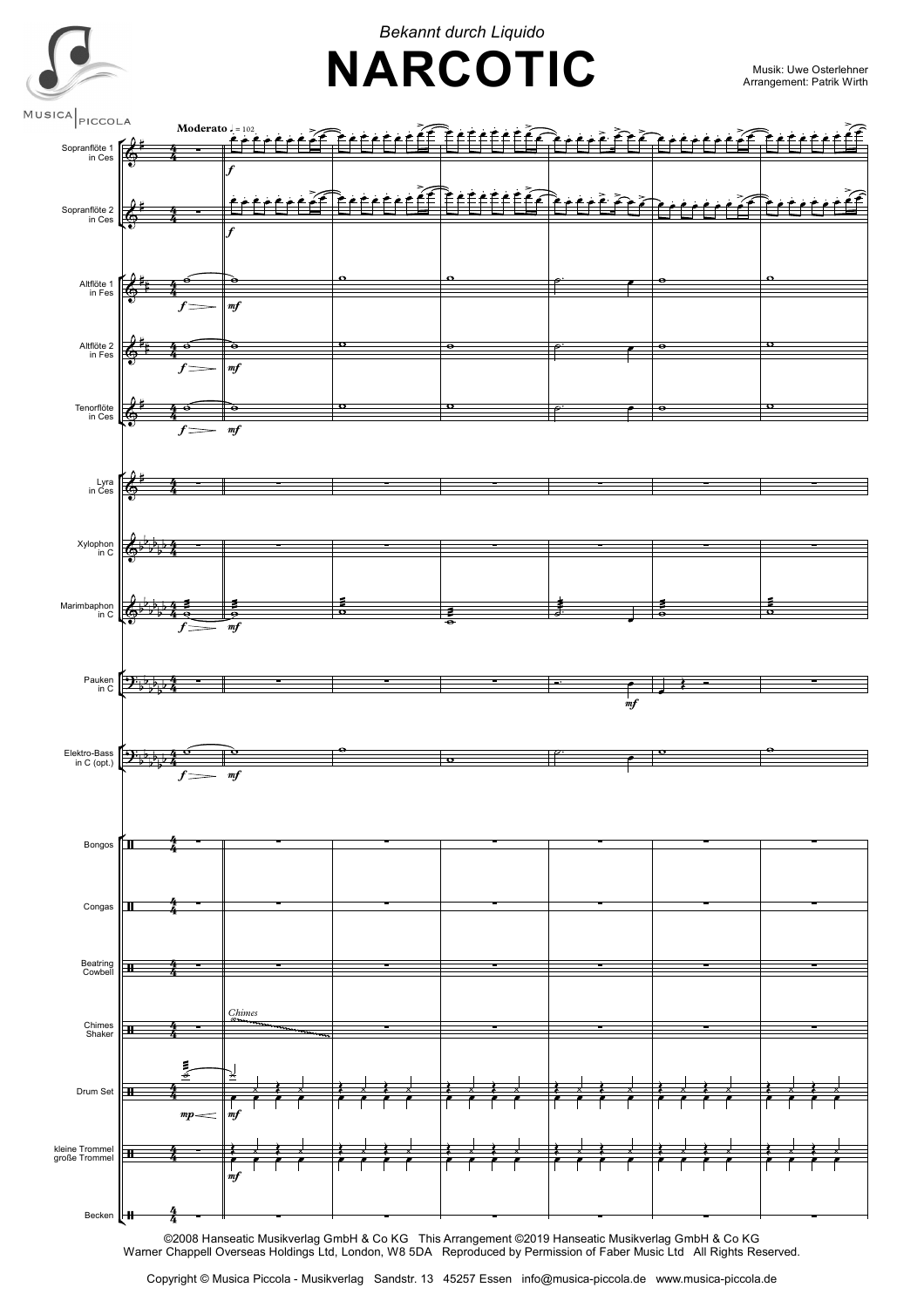*Bekannt durch Liquido*

# NARCOTIC

Musik: Uwe Osterlehner
Arrangement: Patrik Wirth

MUSICA PICCOLA

**Moderato** ♩= 102

Sopranflöte 1 in Ces

Sopranflöte 2 in Ces

Altflöte 1 in Fes

Altflöte 2 in Fes

Tenorflöte in Ces

Lyra in Ces

Xylophon in C

Marimbaphon in C

Pauken in C

Elektro-Bass in C (opt.)

Bongos

Congas

Beatring Cowbell

Chimes Shaker

*Chimes*

Drum Set

kleine Trommel große Trommel

Becken

©2008 Hanseatic Musikverlag GmbH & Co KG This Arrangement ©2019 Hanseatic Musikverlag GmbH & Co KG
Warner Chappell Overseas Holdings Ltd, London, W8 5DA Reproduced by Permission of Faber Music Ltd All Rights Reserved.

Copyright © Musica Piccola - Musikverlag Sandstr. 13 45257 Essen info@musica-piccola.de www.musica-piccola.de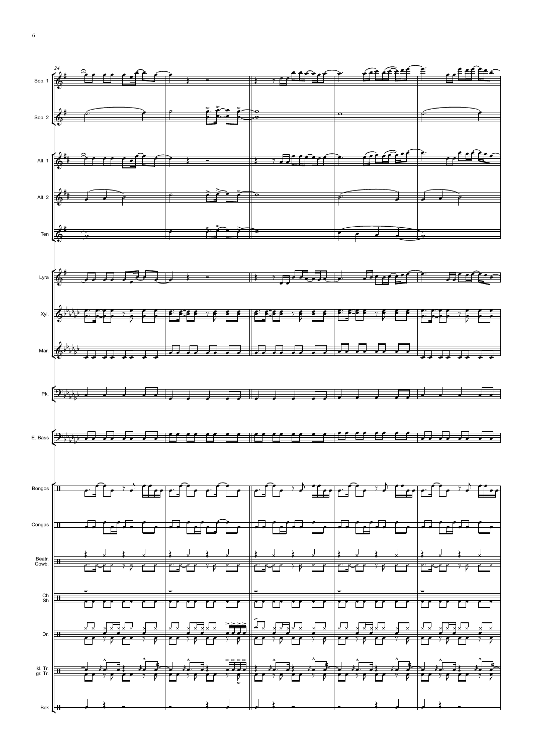24

Sop. 1

Sop. 2

Alt. 1

Alt. 2

Ten

Lyra

Xyl.

Mar.

Pk.

E. Bass

Bongos

Congas

Beatr.
Cowb.

Ch
Sh

Dr.

kl. Tr.
gr. Tr.

Bck